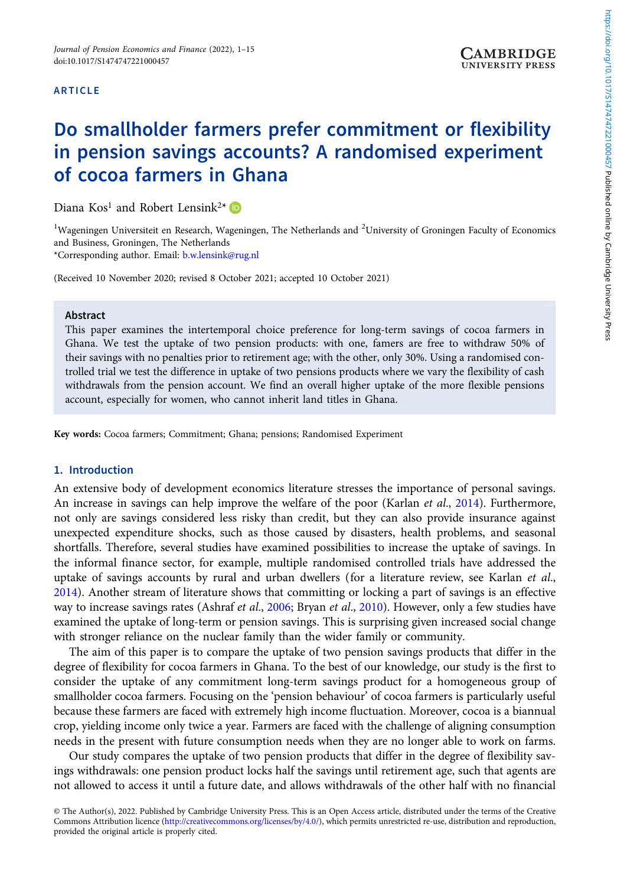ARTICLE

# Do smallholder farmers prefer commitment or flexibility in pension savings accounts? A randomised experiment of cocoa farmers in Ghana

Diana Kos[1] and Robert Lensink[2]*

[1]Wageningen Universiteit en Research, Wageningen, The Netherlands and [2]University of Groningen Faculty of Economics and Business, Groningen, The Netherlands
*Corresponding author. Email: b.w.lensink@rug.nl

(Received 10 November 2020; revised 8 October 2021; accepted 10 October 2021)

## Abstract

This paper examines the intertemporal choice preference for long-term savings of cocoa farmers in Ghana. We test the uptake of two pension products: with one, famers are free to withdraw 50% of their savings with no penalties prior to retirement age; with the other, only 30%. Using a randomised controlled trial we test the difference in uptake of two pensions products where we vary the flexibility of cash withdrawals from the pension account. We find an overall higher uptake of the more flexible pensions account, especially for women, who cannot inherit land titles in Ghana.

**Key words:** Cocoa farmers; Commitment; Ghana; pensions; Randomised Experiment

## 1. Introduction

An extensive body of development economics literature stresses the importance of personal savings. An increase in savings can help improve the welfare of the poor (Karlan *et al.*, 2014). Furthermore, not only are savings considered less risky than credit, but they can also provide insurance against unexpected expenditure shocks, such as those caused by disasters, health problems, and seasonal shortfalls. Therefore, several studies have examined possibilities to increase the uptake of savings. In the informal finance sector, for example, multiple randomised controlled trials have addressed the uptake of savings accounts by rural and urban dwellers (for a literature review, see Karlan *et al.*, 2014). Another stream of literature shows that committing or locking a part of savings is an effective way to increase savings rates (Ashraf *et al.*, 2006; Bryan *et al.*, 2010). However, only a few studies have examined the uptake of long-term or pension savings. This is surprising given increased social change with stronger reliance on the nuclear family than the wider family or community.

The aim of this paper is to compare the uptake of two pension savings products that differ in the degree of flexibility for cocoa farmers in Ghana. To the best of our knowledge, our study is the first to consider the uptake of any commitment long-term savings product for a homogeneous group of smallholder cocoa farmers. Focusing on the 'pension behaviour' of cocoa farmers is particularly useful because these farmers are faced with extremely high income fluctuation. Moreover, cocoa is a biannual crop, yielding income only twice a year. Farmers are faced with the challenge of aligning consumption needs in the present with future consumption needs when they are no longer able to work on farms.

Our study compares the uptake of two pension products that differ in the degree of flexibility savings withdrawals: one pension product locks half the savings until retirement age, such that agents are not allowed to access it until a future date, and allows withdrawals of the other half with no financial

© The Author(s), 2022. Published by Cambridge University Press. This is an Open Access article, distributed under the terms of the Creative Commons Attribution licence (http://creativecommons.org/licenses/by/4.0/), which permits unrestricted re-use, distribution and reproduction, provided the original article is properly cited.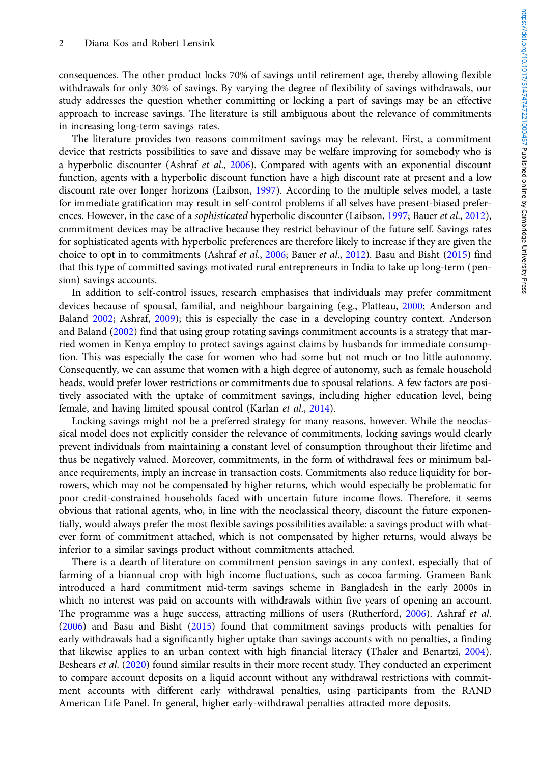consequences. The other product locks 70% of savings until retirement age, thereby allowing flexible withdrawals for only 30% of savings. By varying the degree of flexibility of savings withdrawals, our study addresses the question whether committing or locking a part of savings may be an effective approach to increase savings. The literature is still ambiguous about the relevance of commitments in increasing long-term savings rates.

The literature provides two reasons commitment savings may be relevant. First, a commitment device that restricts possibilities to save and dissave may be welfare improving for somebody who is a hyperbolic discounter (Ashraf *et al*., 2006). Compared with agents with an exponential discount function, agents with a hyperbolic discount function have a high discount rate at present and a low discount rate over longer horizons (Laibson, 1997). According to the multiple selves model, a taste for immediate gratification may result in self-control problems if all selves have present-biased preferences. However, in the case of a *sophisticated* hyperbolic discounter (Laibson, 1997; Bauer *et al*., 2012), commitment devices may be attractive because they restrict behaviour of the future self. Savings rates for sophisticated agents with hyperbolic preferences are therefore likely to increase if they are given the choice to opt in to commitments (Ashraf *et al*., 2006; Bauer *et al*., 2012). Basu and Bisht (2015) find that this type of committed savings motivated rural entrepreneurs in India to take up long-term (pension) savings accounts.

In addition to self-control issues, research emphasises that individuals may prefer commitment devices because of spousal, familial, and neighbour bargaining (e.g., Platteau, 2000; Anderson and Baland 2002; Ashraf, 2009); this is especially the case in a developing country context. Anderson and Baland (2002) find that using group rotating savings commitment accounts is a strategy that married women in Kenya employ to protect savings against claims by husbands for immediate consumption. This was especially the case for women who had some but not much or too little autonomy. Consequently, we can assume that women with a high degree of autonomy, such as female household heads, would prefer lower restrictions or commitments due to spousal relations. A few factors are positively associated with the uptake of commitment savings, including higher education level, being female, and having limited spousal control (Karlan *et al*., 2014).

Locking savings might not be a preferred strategy for many reasons, however. While the neoclassical model does not explicitly consider the relevance of commitments, locking savings would clearly prevent individuals from maintaining a constant level of consumption throughout their lifetime and thus be negatively valued. Moreover, commitments, in the form of withdrawal fees or minimum balance requirements, imply an increase in transaction costs. Commitments also reduce liquidity for borrowers, which may not be compensated by higher returns, which would especially be problematic for poor credit-constrained households faced with uncertain future income flows. Therefore, it seems obvious that rational agents, who, in line with the neoclassical theory, discount the future exponentially, would always prefer the most flexible savings possibilities available: a savings product with whatever form of commitment attached, which is not compensated by higher returns, would always be inferior to a similar savings product without commitments attached.

There is a dearth of literature on commitment pension savings in any context, especially that of farming of a biannual crop with high income fluctuations, such as cocoa farming. Grameen Bank introduced a hard commitment mid-term savings scheme in Bangladesh in the early 2000s in which no interest was paid on accounts with withdrawals within five years of opening an account. The programme was a huge success, attracting millions of users (Rutherford, 2006). Ashraf *et al*. (2006) and Basu and Bisht (2015) found that commitment savings products with penalties for early withdrawals had a significantly higher uptake than savings accounts with no penalties, a finding that likewise applies to an urban context with high financial literacy (Thaler and Benartzi, 2004). Beshears *et al*. (2020) found similar results in their more recent study. They conducted an experiment to compare account deposits on a liquid account without any withdrawal restrictions with commitment accounts with different early withdrawal penalties, using participants from the RAND American Life Panel. In general, higher early-withdrawal penalties attracted more deposits.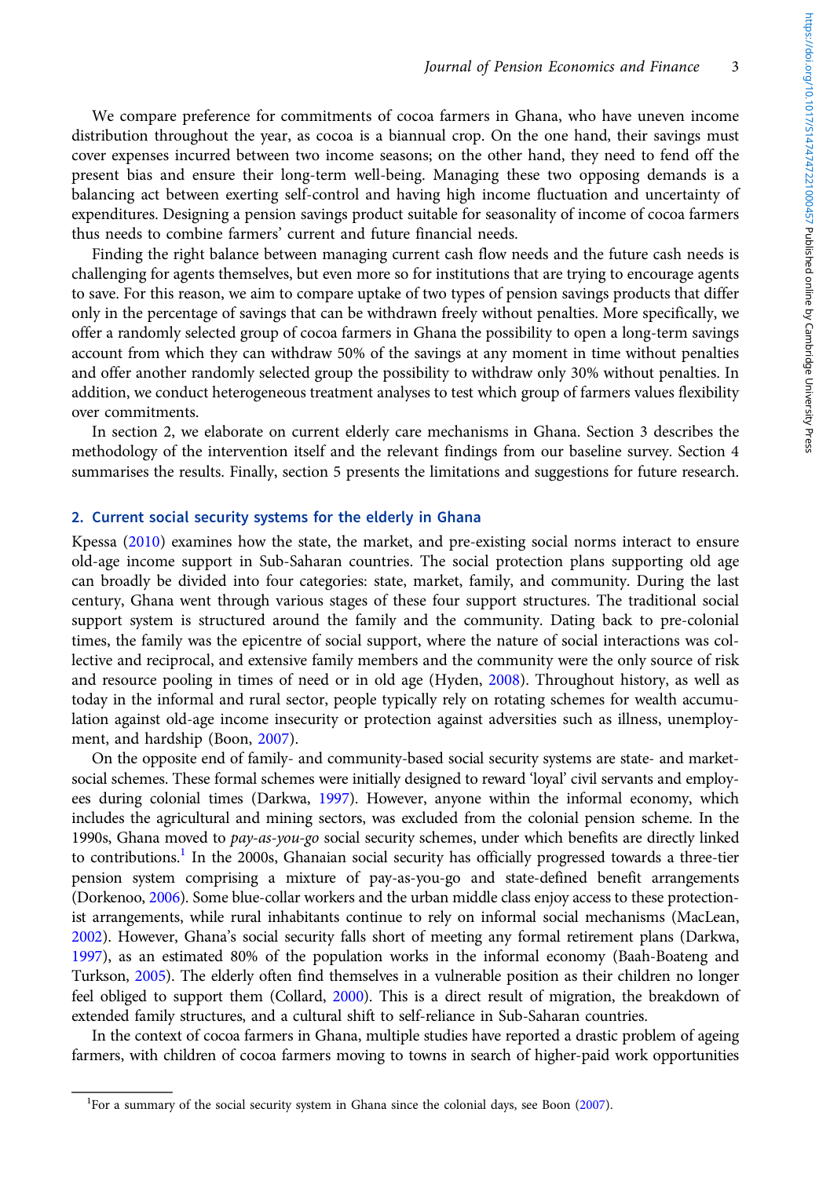We compare preference for commitments of cocoa farmers in Ghana, who have uneven income distribution throughout the year, as cocoa is a biannual crop. On the one hand, their savings must cover expenses incurred between two income seasons; on the other hand, they need to fend off the present bias and ensure their long-term well-being. Managing these two opposing demands is a balancing act between exerting self-control and having high income fluctuation and uncertainty of expenditures. Designing a pension savings product suitable for seasonality of income of cocoa farmers thus needs to combine farmers' current and future financial needs.

Finding the right balance between managing current cash flow needs and the future cash needs is challenging for agents themselves, but even more so for institutions that are trying to encourage agents to save. For this reason, we aim to compare uptake of two types of pension savings products that differ only in the percentage of savings that can be withdrawn freely without penalties. More specifically, we offer a randomly selected group of cocoa farmers in Ghana the possibility to open a long-term savings account from which they can withdraw 50% of the savings at any moment in time without penalties and offer another randomly selected group the possibility to withdraw only 30% without penalties. In addition, we conduct heterogeneous treatment analyses to test which group of farmers values flexibility over commitments.

In section 2, we elaborate on current elderly care mechanisms in Ghana. Section 3 describes the methodology of the intervention itself and the relevant findings from our baseline survey. Section 4 summarises the results. Finally, section 5 presents the limitations and suggestions for future research.

## 2. Current social security systems for the elderly in Ghana

Kpessa (2010) examines how the state, the market, and pre-existing social norms interact to ensure old-age income support in Sub-Saharan countries. The social protection plans supporting old age can broadly be divided into four categories: state, market, family, and community. During the last century, Ghana went through various stages of these four support structures. The traditional social support system is structured around the family and the community. Dating back to pre-colonial times, the family was the epicentre of social support, where the nature of social interactions was collective and reciprocal, and extensive family members and the community were the only source of risk and resource pooling in times of need or in old age (Hyden, 2008). Throughout history, as well as today in the informal and rural sector, people typically rely on rotating schemes for wealth accumulation against old-age income insecurity or protection against adversities such as illness, unemployment, and hardship (Boon, 2007).

On the opposite end of family- and community-based social security systems are state- and market-social schemes. These formal schemes were initially designed to reward 'loyal' civil servants and employees during colonial times (Darkwa, 1997). However, anyone within the informal economy, which includes the agricultural and mining sectors, was excluded from the colonial pension scheme. In the 1990s, Ghana moved to *pay-as-you-go* social security schemes, under which benefits are directly linked to contributions.[1] In the 2000s, Ghanaian social security has officially progressed towards a three-tier pension system comprising a mixture of pay-as-you-go and state-defined benefit arrangements (Dorkenoo, 2006). Some blue-collar workers and the urban middle class enjoy access to these protectionist arrangements, while rural inhabitants continue to rely on informal social mechanisms (MacLean, 2002). However, Ghana's social security falls short of meeting any formal retirement plans (Darkwa, 1997), as an estimated 80% of the population works in the informal economy (Baah-Boateng and Turkson, 2005). The elderly often find themselves in a vulnerable position as their children no longer feel obliged to support them (Collard, 2000). This is a direct result of migration, the breakdown of extended family structures, and a cultural shift to self-reliance in Sub-Saharan countries.

In the context of cocoa farmers in Ghana, multiple studies have reported a drastic problem of ageing farmers, with children of cocoa farmers moving to towns in search of higher-paid work opportunities

[1]For a summary of the social security system in Ghana since the colonial days, see Boon (2007).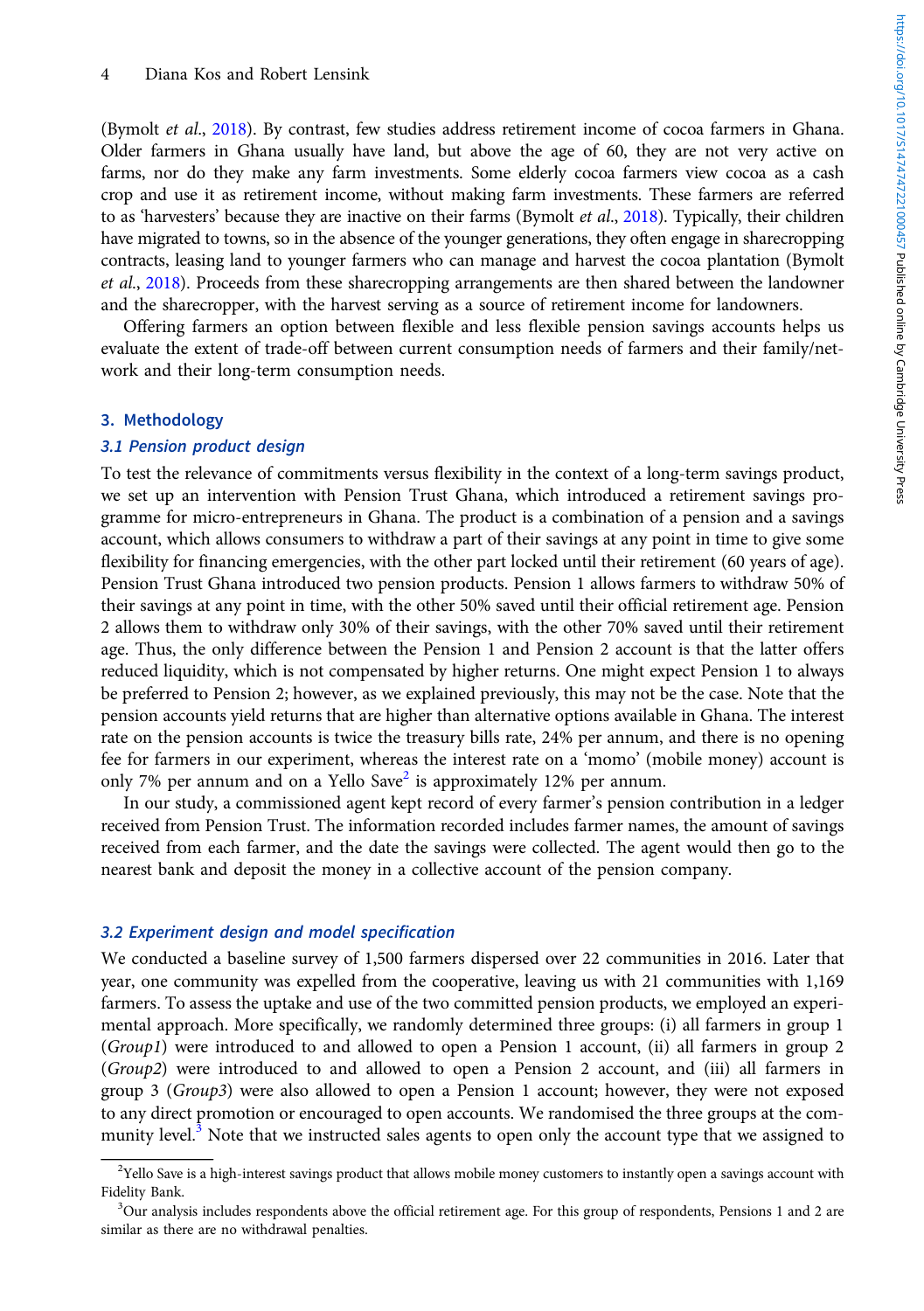(Bymolt *et al.*, 2018). By contrast, few studies address retirement income of cocoa farmers in Ghana. Older farmers in Ghana usually have land, but above the age of 60, they are not very active on farms, nor do they make any farm investments. Some elderly cocoa farmers view cocoa as a cash crop and use it as retirement income, without making farm investments. These farmers are referred to as 'harvesters' because they are inactive on their farms (Bymolt *et al.*, 2018). Typically, their children have migrated to towns, so in the absence of the younger generations, they often engage in sharecropping contracts, leasing land to younger farmers who can manage and harvest the cocoa plantation (Bymolt *et al.*, 2018). Proceeds from these sharecropping arrangements are then shared between the landowner and the sharecropper, with the harvest serving as a source of retirement income for landowners.

Offering farmers an option between flexible and less flexible pension savings accounts helps us evaluate the extent of trade-off between current consumption needs of farmers and their family/network and their long-term consumption needs.

## 3. Methodology

### 3.1 Pension product design

To test the relevance of commitments versus flexibility in the context of a long-term savings product, we set up an intervention with Pension Trust Ghana, which introduced a retirement savings programme for micro-entrepreneurs in Ghana. The product is a combination of a pension and a savings account, which allows consumers to withdraw a part of their savings at any point in time to give some flexibility for financing emergencies, with the other part locked until their retirement (60 years of age). Pension Trust Ghana introduced two pension products. Pension 1 allows farmers to withdraw 50% of their savings at any point in time, with the other 50% saved until their official retirement age. Pension 2 allows them to withdraw only 30% of their savings, with the other 70% saved until their retirement age. Thus, the only difference between the Pension 1 and Pension 2 account is that the latter offers reduced liquidity, which is not compensated by higher returns. One might expect Pension 1 to always be preferred to Pension 2; however, as we explained previously, this may not be the case. Note that the pension accounts yield returns that are higher than alternative options available in Ghana. The interest rate on the pension accounts is twice the treasury bills rate, 24% per annum, and there is no opening fee for farmers in our experiment, whereas the interest rate on a 'momo' (mobile money) account is only 7% per annum and on a Yello Save[2] is approximately 12% per annum.

In our study, a commissioned agent kept record of every farmer's pension contribution in a ledger received from Pension Trust. The information recorded includes farmer names, the amount of savings received from each farmer, and the date the savings were collected. The agent would then go to the nearest bank and deposit the money in a collective account of the pension company.

### 3.2 Experiment design and model specification

We conducted a baseline survey of 1,500 farmers dispersed over 22 communities in 2016. Later that year, one community was expelled from the cooperative, leaving us with 21 communities with 1,169 farmers. To assess the uptake and use of the two committed pension products, we employed an experimental approach. More specifically, we randomly determined three groups: (i) all farmers in group 1 (*Group1*) were introduced to and allowed to open a Pension 1 account, (ii) all farmers in group 2 (*Group2*) were introduced to and allowed to open a Pension 2 account, and (iii) all farmers in group 3 (*Group3*) were also allowed to open a Pension 1 account; however, they were not exposed to any direct promotion or encouraged to open accounts. We randomised the three groups at the community level.[3] Note that we instructed sales agents to open only the account type that we assigned to

[2]Yello Save is a high-interest savings product that allows mobile money customers to instantly open a savings account with Fidelity Bank.

[3]Our analysis includes respondents above the official retirement age. For this group of respondents, Pensions 1 and 2 are similar as there are no withdrawal penalties.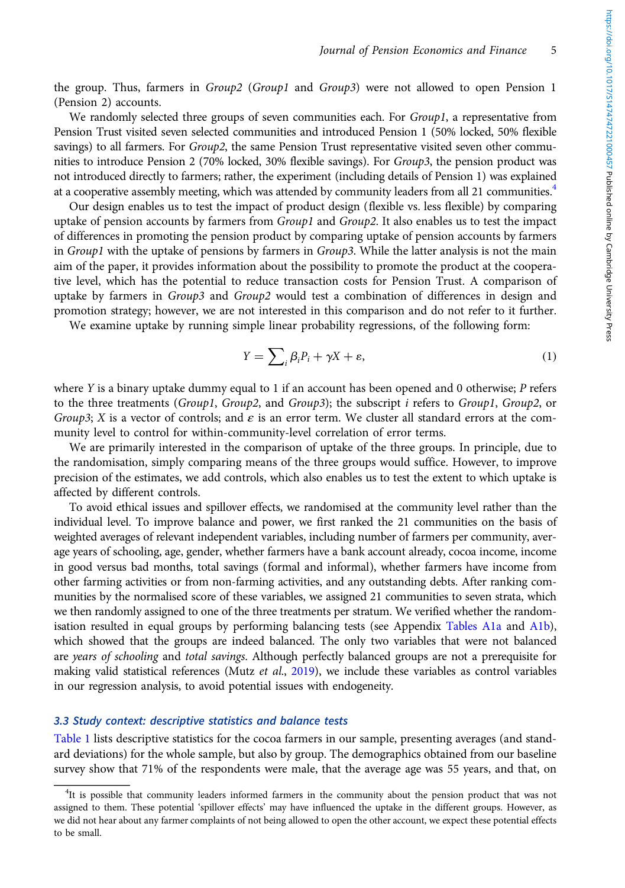the group. Thus, farmers in *Group2* (*Group1* and *Group3*) were not allowed to open Pension 1 (Pension 2) accounts.

We randomly selected three groups of seven communities each. For *Group1*, a representative from Pension Trust visited seven selected communities and introduced Pension 1 (50% locked, 50% flexible savings) to all farmers. For *Group2*, the same Pension Trust representative visited seven other communities to introduce Pension 2 (70% locked, 30% flexible savings). For *Group3*, the pension product was not introduced directly to farmers; rather, the experiment (including details of Pension 1) was explained at a cooperative assembly meeting, which was attended by community leaders from all 21 communities.[4]

Our design enables us to test the impact of product design (flexible vs. less flexible) by comparing uptake of pension accounts by farmers from *Group1* and *Group2*. It also enables us to test the impact of differences in promoting the pension product by comparing uptake of pension accounts by farmers in *Group1* with the uptake of pensions by farmers in *Group3*. While the latter analysis is not the main aim of the paper, it provides information about the possibility to promote the product at the cooperative level, which has the potential to reduce transaction costs for Pension Trust. A comparison of uptake by farmers in *Group3* and *Group2* would test a combination of differences in design and promotion strategy; however, we are not interested in this comparison and do not refer to it further.

We examine uptake by running simple linear probability regressions, of the following form:

$$Y = \sum_i \beta_i P_i + \gamma X + \varepsilon, \tag{1}$$

where $Y$ is a binary uptake dummy equal to 1 if an account has been opened and 0 otherwise; $P$ refers to the three treatments (*Group1*, *Group2*, and *Group3*); the subscript $i$ refers to *Group1*, *Group2*, or *Group3*; $X$ is a vector of controls; and $\varepsilon$ is an error term. We cluster all standard errors at the community level to control for within-community-level correlation of error terms.

We are primarily interested in the comparison of uptake of the three groups. In principle, due to the randomisation, simply comparing means of the three groups would suffice. However, to improve precision of the estimates, we add controls, which also enables us to test the extent to which uptake is affected by different controls.

To avoid ethical issues and spillover effects, we randomised at the community level rather than the individual level. To improve balance and power, we first ranked the 21 communities on the basis of weighted averages of relevant independent variables, including number of farmers per community, average years of schooling, age, gender, whether farmers have a bank account already, cocoa income, income in good versus bad months, total savings (formal and informal), whether farmers have income from other farming activities or from non-farming activities, and any outstanding debts. After ranking communities by the normalised score of these variables, we assigned 21 communities to seven strata, which we then randomly assigned to one of the three treatments per stratum. We verified whether the randomisation resulted in equal groups by performing balancing tests (see Appendix Tables A1a and A1b), which showed that the groups are indeed balanced. The only two variables that were not balanced are *years of schooling* and *total savings*. Although perfectly balanced groups are not a prerequisite for making valid statistical references (Mutz *et al.*, 2019), we include these variables as control variables in our regression analysis, to avoid potential issues with endogeneity.

### 3.3 Study context: descriptive statistics and balance tests

Table 1 lists descriptive statistics for the cocoa farmers in our sample, presenting averages (and standard deviations) for the whole sample, but also by group. The demographics obtained from our baseline survey show that 71% of the respondents were male, that the average age was 55 years, and that, on

[4]It is possible that community leaders informed farmers in the community about the pension product that was not assigned to them. These potential 'spillover effects' may have influenced the uptake in the different groups. However, as we did not hear about any farmer complaints of not being allowed to open the other account, we expect these potential effects to be small.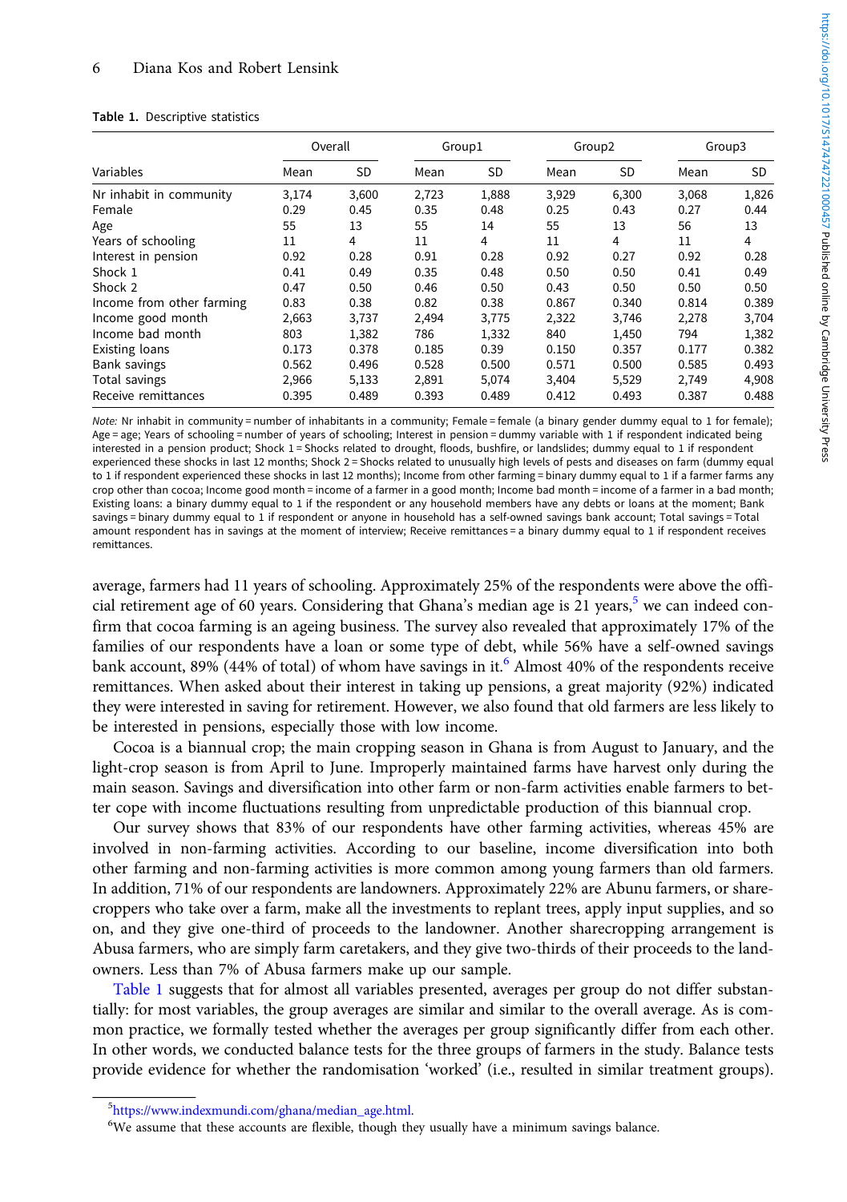**Table 1.** Descriptive statistics

| Variables | Overall | | Group1 | | Group2 | | Group3 | |
|---|---|---|---|---|---|---|---|---|
| | Mean | SD | Mean | SD | Mean | SD | Mean | SD |
| Nr inhabit in community | 3,174 | 3,600 | 2,723 | 1,888 | 3,929 | 6,300 | 3,068 | 1,826 |
| Female | 0.29 | 0.45 | 0.35 | 0.48 | 0.25 | 0.43 | 0.27 | 0.44 |
| Age | 55 | 13 | 55 | 14 | 55 | 13 | 56 | 13 |
| Years of schooling | 11 | 4 | 11 | 4 | 11 | 4 | 11 | 4 |
| Interest in pension | 0.92 | 0.28 | 0.91 | 0.28 | 0.92 | 0.27 | 0.92 | 0.28 |
| Shock 1 | 0.41 | 0.49 | 0.35 | 0.48 | 0.50 | 0.50 | 0.41 | 0.49 |
| Shock 2 | 0.47 | 0.50 | 0.46 | 0.50 | 0.43 | 0.50 | 0.50 | 0.50 |
| Income from other farming | 0.83 | 0.38 | 0.82 | 0.38 | 0.867 | 0.340 | 0.814 | 0.389 |
| Income good month | 2,663 | 3,737 | 2,494 | 3,775 | 2,322 | 3,746 | 2,278 | 3,704 |
| Income bad month | 803 | 1,382 | 786 | 1,332 | 840 | 1,450 | 794 | 1,382 |
| Existing loans | 0.173 | 0.378 | 0.185 | 0.39 | 0.150 | 0.357 | 0.177 | 0.382 |
| Bank savings | 0.562 | 0.496 | 0.528 | 0.500 | 0.571 | 0.500 | 0.585 | 0.493 |
| Total savings | 2,966 | 5,133 | 2,891 | 5,074 | 3,404 | 5,529 | 2,749 | 4,908 |
| Receive remittances | 0.395 | 0.489 | 0.393 | 0.489 | 0.412 | 0.493 | 0.387 | 0.488 |

*Note:* Nr inhabit in community = number of inhabitants in a community; Female = female (a binary gender dummy equal to 1 for female); Age = age; Years of schooling = number of years of schooling; Interest in pension = dummy variable with 1 if respondent indicated being interested in a pension product; Shock 1 = Shocks related to drought, floods, bushfire, or landslides; dummy equal to 1 if respondent experienced these shocks in last 12 months; Shock 2 = Shocks related to unusually high levels of pests and diseases on farm (dummy equal to 1 if respondent experienced these shocks in last 12 months); Income from other farming = binary dummy equal to 1 if a farmer farms any crop other than cocoa; Income good month = income of a farmer in a good month; Income bad month = income of a farmer in a bad month; Existing loans: a binary dummy equal to 1 if the respondent or any household members have any debts or loans at the moment; Bank savings = binary dummy equal to 1 if respondent or anyone in household has a self-owned savings bank account; Total savings = Total amount respondent has in savings at the moment of interview; Receive remittances = a binary dummy equal to 1 if respondent receives remittances.

average, farmers had 11 years of schooling. Approximately 25% of the respondents were above the official retirement age of 60 years. Considering that Ghana's median age is 21 years,[5] we can indeed confirm that cocoa farming is an ageing business. The survey also revealed that approximately 17% of the families of our respondents have a loan or some type of debt, while 56% have a self-owned savings bank account, 89% (44% of total) of whom have savings in it.[6] Almost 40% of the respondents receive remittances. When asked about their interest in taking up pensions, a great majority (92%) indicated they were interested in saving for retirement. However, we also found that old farmers are less likely to be interested in pensions, especially those with low income.

Cocoa is a biannual crop; the main cropping season in Ghana is from August to January, and the light-crop season is from April to June. Improperly maintained farms have harvest only during the main season. Savings and diversification into other farm or non-farm activities enable farmers to better cope with income fluctuations resulting from unpredictable production of this biannual crop.

Our survey shows that 83% of our respondents have other farming activities, whereas 45% are involved in non-farming activities. According to our baseline, income diversification into both other farming and non-farming activities is more common among young farmers than old farmers. In addition, 71% of our respondents are landowners. Approximately 22% are Abunu farmers, or sharecroppers who take over a farm, make all the investments to replant trees, apply input supplies, and so on, and they give one-third of proceeds to the landowner. Another sharecropping arrangement is Abusa farmers, who are simply farm caretakers, and they give two-thirds of their proceeds to the landowners. Less than 7% of Abusa farmers make up our sample.

Table 1 suggests that for almost all variables presented, averages per group do not differ substantially: for most variables, the group averages are similar and similar to the overall average. As is common practice, we formally tested whether the averages per group significantly differ from each other. In other words, we conducted balance tests for the three groups of farmers in the study. Balance tests provide evidence for whether the randomisation 'worked' (i.e., resulted in similar treatment groups).

[5] https://www.indexmundi.com/ghana/median_age.html.

[6] We assume that these accounts are flexible, though they usually have a minimum savings balance.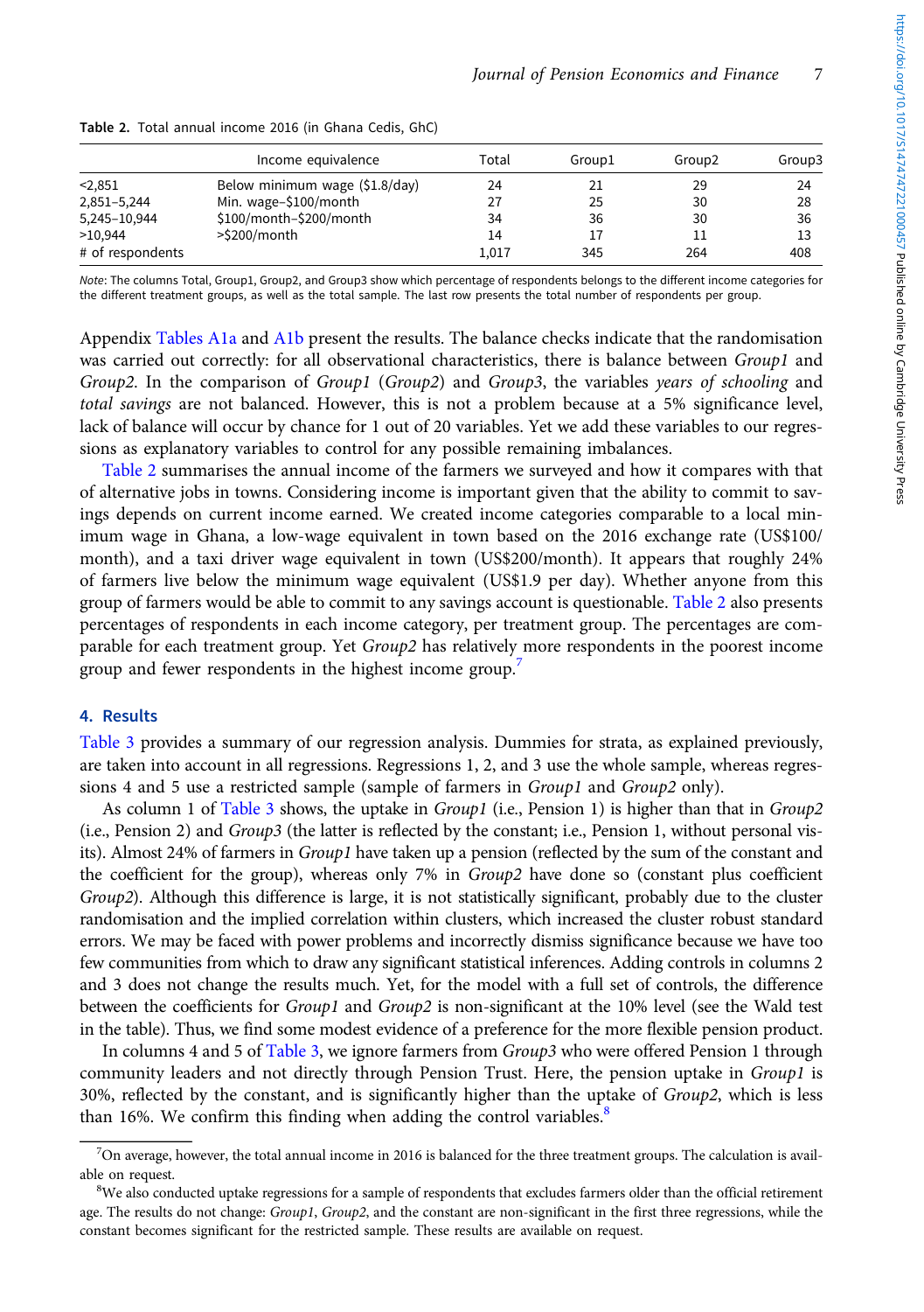Table 2. Total annual income 2016 (in Ghana Cedis, GhC)

| | Income equivalence | Total | Group1 | Group2 | Group3 |
|---|---|---|---|---|---|
| <2,851 | Below minimum wage ($1.8/day) | 24 | 21 | 29 | 24 |
| 2,851–5,244 | Min. wage–$100/month | 27 | 25 | 30 | 28 |
| 5,245–10,944 | $100/month–$200/month | 34 | 36 | 30 | 36 |
| >10,944 | >$200/month | 14 | 17 | 11 | 13 |
| # of respondents | | 1,017 | 345 | 264 | 408 |

*Note*: The columns Total, Group1, Group2, and Group3 show which percentage of respondents belongs to the different income categories for the different treatment groups, as well as the total sample. The last row presents the total number of respondents per group.

Appendix Tables A1a and A1b present the results. The balance checks indicate that the randomisation was carried out correctly: for all observational characteristics, there is balance between *Group1* and *Group2*. In the comparison of *Group1* (*Group2*) and *Group3*, the variables *years of schooling* and *total savings* are not balanced. However, this is not a problem because at a 5% significance level, lack of balance will occur by chance for 1 out of 20 variables. Yet we add these variables to our regressions as explanatory variables to control for any possible remaining imbalances.

Table 2 summarises the annual income of the farmers we surveyed and how it compares with that of alternative jobs in towns. Considering income is important given that the ability to commit to savings depends on current income earned. We created income categories comparable to a local minimum wage in Ghana, a low-wage equivalent in town based on the 2016 exchange rate (US$100/month), and a taxi driver wage equivalent in town (US$200/month). It appears that roughly 24% of farmers live below the minimum wage equivalent (US$1.9 per day). Whether anyone from this group of farmers would be able to commit to any savings account is questionable. Table 2 also presents percentages of respondents in each income category, per treatment group. The percentages are comparable for each treatment group. Yet *Group2* has relatively more respondents in the poorest income group and fewer respondents in the highest income group.[7]

## 4. Results

Table 3 provides a summary of our regression analysis. Dummies for strata, as explained previously, are taken into account in all regressions. Regressions 1, 2, and 3 use the whole sample, whereas regressions 4 and 5 use a restricted sample (sample of farmers in *Group1* and *Group2* only).

As column 1 of Table 3 shows, the uptake in *Group1* (i.e., Pension 1) is higher than that in *Group2* (i.e., Pension 2) and *Group3* (the latter is reflected by the constant; i.e., Pension 1, without personal visits). Almost 24% of farmers in *Group1* have taken up a pension (reflected by the sum of the constant and the coefficient for the group), whereas only 7% in *Group2* have done so (constant plus coefficient *Group2*). Although this difference is large, it is not statistically significant, probably due to the cluster randomisation and the implied correlation within clusters, which increased the cluster robust standard errors. We may be faced with power problems and incorrectly dismiss significance because we have too few communities from which to draw any significant statistical inferences. Adding controls in columns 2 and 3 does not change the results much. Yet, for the model with a full set of controls, the difference between the coefficients for *Group1* and *Group2* is non-significant at the 10% level (see the Wald test in the table). Thus, we find some modest evidence of a preference for the more flexible pension product.

In columns 4 and 5 of Table 3, we ignore farmers from *Group3* who were offered Pension 1 through community leaders and not directly through Pension Trust. Here, the pension uptake in *Group1* is 30%, reflected by the constant, and is significantly higher than the uptake of *Group2*, which is less than 16%. We confirm this finding when adding the control variables.[8]

[7]On average, however, the total annual income in 2016 is balanced for the three treatment groups. The calculation is available on request.

[8]We also conducted uptake regressions for a sample of respondents that excludes farmers older than the official retirement age. The results do not change: *Group1*, *Group2*, and the constant are non-significant in the first three regressions, while the constant becomes significant for the restricted sample. These results are available on request.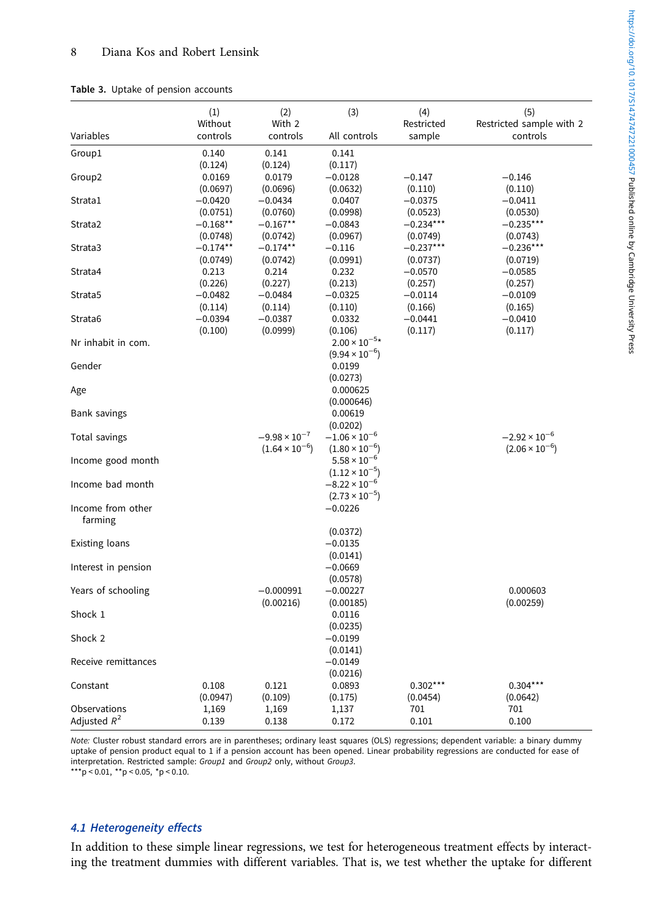**Table 3.** Uptake of pension accounts

| Variables | (1) Without controls | (2) With 2 controls | (3) All controls | (4) Restricted sample | (5) Restricted sample with 2 controls |
|---|---|---|---|---|---|
| Group1 | 0.140 | 0.141 | 0.141 | | |
| | (0.124) | (0.124) | (0.117) | | |
| Group2 | 0.0169 | 0.0179 | −0.0128 | −0.147 | −0.146 |
| | (0.0697) | (0.0696) | (0.0632) | (0.110) | (0.110) |
| Strata1 | −0.0420 | −0.0434 | 0.0407 | −0.0375 | −0.0411 |
| | (0.0751) | (0.0760) | (0.0998) | (0.0523) | (0.0530) |
| Strata2 | −0.168** | −0.167** | −0.0843 | −0.234*** | −0.235*** |
| | (0.0748) | (0.0742) | (0.0967) | (0.0749) | (0.0743) |
| Strata3 | −0.174** | −0.174** | −0.116 | −0.237*** | −0.236*** |
| | (0.0749) | (0.0742) | (0.0991) | (0.0737) | (0.0719) |
| Strata4 | 0.213 | 0.214 | 0.232 | −0.0570 | −0.0585 |
| | (0.226) | (0.227) | (0.213) | (0.257) | (0.257) |
| Strata5 | −0.0482 | −0.0484 | −0.0325 | −0.0114 | −0.0109 |
| | (0.114) | (0.114) | (0.110) | (0.166) | (0.165) |
| Strata6 | −0.0394 | −0.0387 | 0.0332 | −0.0441 | −0.0410 |
| | (0.100) | (0.0999) | (0.106) | (0.117) | (0.117) |
| Nr inhabit in com. | | | $2.00 \times 10^{-5}$* | | |
| | | | $(9.94 \times 10^{-6})$ | | |
| Gender | | | 0.0199 | | |
| | | | (0.0273) | | |
| Age | | | 0.000625 | | |
| | | | (0.000646) | | |
| Bank savings | | | 0.00619 | | |
| | | | (0.0202) | | |
| Total savings | | $-9.98 \times 10^{-7}$ | $-1.06 \times 10^{-6}$ | | $-2.92 \times 10^{-6}$ |
| | | $(1.64 \times 10^{-6})$ | $(1.80 \times 10^{-6})$ | | $(2.06 \times 10^{-6})$ |
| Income good month | | | $5.58 \times 10^{-6}$ | | |
| | | | $(1.12 \times 10^{-5})$ | | |
| Income bad month | | | $-8.22 \times 10^{-6}$ | | |
| | | | $(2.73 \times 10^{-5})$ | | |
| Income from other farming | | | −0.0226 | | |
| | | | (0.0372) | | |
| Existing loans | | | −0.0135 | | |
| | | | (0.0141) | | |
| Interest in pension | | | −0.0669 | | |
| | | | (0.0578) | | |
| Years of schooling | | −0.000991 | −0.00227 | | 0.000603 |
| | | (0.00216) | (0.00185) | | (0.00259) |
| Shock 1 | | | 0.0116 | | |
| | | | (0.0235) | | |
| Shock 2 | | | −0.0199 | | |
| | | | (0.0141) | | |
| Receive remittances | | | −0.0149 | | |
| | | | (0.0216) | | |
| Constant | 0.108 | 0.121 | 0.0893 | 0.302*** | 0.304*** |
| | (0.0947) | (0.109) | (0.175) | (0.0454) | (0.0642) |
| Observations | 1,169 | 1,169 | 1,137 | 701 | 701 |
| Adjusted $R^2$ | 0.139 | 0.138 | 0.172 | 0.101 | 0.100 |

*Note:* Cluster robust standard errors are in parentheses; ordinary least squares (OLS) regressions; dependent variable: a binary dummy uptake of pension product equal to 1 if a pension account has been opened. Linear probability regressions are conducted for ease of interpretation. Restricted sample: *Group1* and *Group2* only, without *Group3*.
***p < 0.01, **p < 0.05, *p < 0.10.

### 4.1 Heterogeneity effects

In addition to these simple linear regressions, we test for heterogeneous treatment effects by interacting the treatment dummies with different variables. That is, we test whether the uptake for different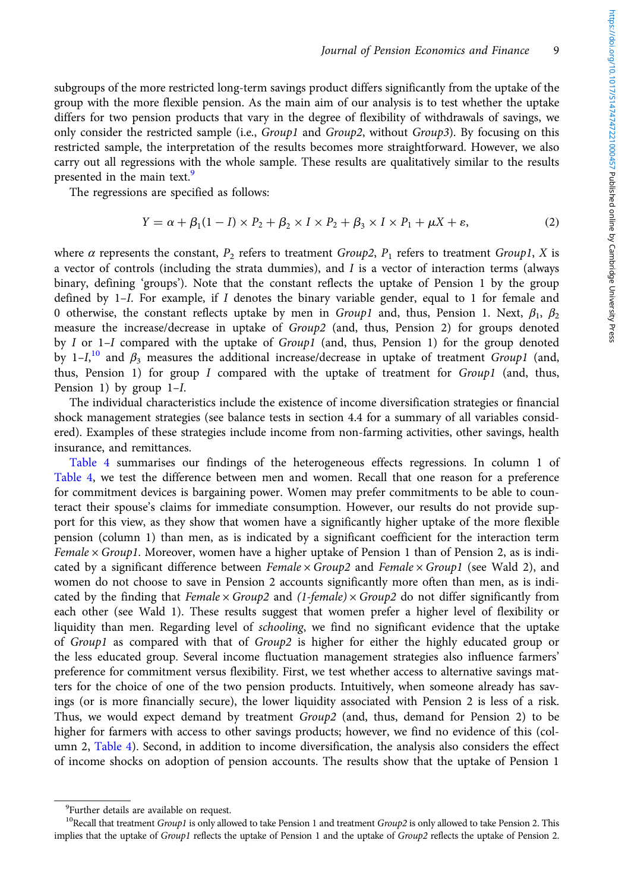subgroups of the more restricted long-term savings product differs significantly from the uptake of the group with the more flexible pension. As the main aim of our analysis is to test whether the uptake differs for two pension products that vary in the degree of flexibility of withdrawals of savings, we only consider the restricted sample (i.e., *Group1* and *Group2*, without *Group3*). By focusing on this restricted sample, the interpretation of the results becomes more straightforward. However, we also carry out all regressions with the whole sample. These results are qualitatively similar to the results presented in the main text.[9]

The regressions are specified as follows:

$$Y = \alpha + \beta_1(1 - I) \times P_2 + \beta_2 \times I \times P_2 + \beta_3 \times I \times P_1 + \mu X + \varepsilon, \tag{2}$$

where $\alpha$ represents the constant, $P_2$ refers to treatment *Group2*, $P_1$ refers to treatment *Group1*, $X$ is a vector of controls (including the strata dummies), and $I$ is a vector of interaction terms (always binary, defining 'groups'). Note that the constant reflects the uptake of Pension 1 by the group defined by 1–$I$. For example, if $I$ denotes the binary variable gender, equal to 1 for female and 0 otherwise, the constant reflects uptake by men in *Group1* and, thus, Pension 1. Next, $\beta_1$, $\beta_2$ measure the increase/decrease in uptake of *Group2* (and, thus, Pension 2) for groups denoted by $I$ or 1–$I$ compared with the uptake of *Group1* (and, thus, Pension 1) for the group denoted by 1–$I$,[10] and $\beta_3$ measures the additional increase/decrease in uptake of treatment *Group1* (and, thus, Pension 1) for group $I$ compared with the uptake of treatment for *Group1* (and, thus, Pension 1) by group 1–$I$.

The individual characteristics include the existence of income diversification strategies or financial shock management strategies (see balance tests in section 4.4 for a summary of all variables considered). Examples of these strategies include income from non-farming activities, other savings, health insurance, and remittances.

Table 4 summarises our findings of the heterogeneous effects regressions. In column 1 of Table 4, we test the difference between men and women. Recall that one reason for a preference for commitment devices is bargaining power. Women may prefer commitments to be able to counteract their spouse's claims for immediate consumption. However, our results do not provide support for this view, as they show that women have a significantly higher uptake of the more flexible pension (column 1) than men, as is indicated by a significant coefficient for the interaction term *Female × Group1*. Moreover, women have a higher uptake of Pension 1 than of Pension 2, as is indicated by a significant difference between *Female × Group2* and *Female × Group1* (see Wald 2), and women do not choose to save in Pension 2 accounts significantly more often than men, as is indicated by the finding that *Female × Group2* and *(1-female) × Group2* do not differ significantly from each other (see Wald 1). These results suggest that women prefer a higher level of flexibility or liquidity than men. Regarding level of *schooling*, we find no significant evidence that the uptake of *Group1* as compared with that of *Group2* is higher for either the highly educated group or the less educated group. Several income fluctuation management strategies also influence farmers' preference for commitment versus flexibility. First, we test whether access to alternative savings matters for the choice of one of the two pension products. Intuitively, when someone already has savings (or is more financially secure), the lower liquidity associated with Pension 2 is less of a risk. Thus, we would expect demand by treatment *Group2* (and, thus, demand for Pension 2) to be higher for farmers with access to other savings products; however, we find no evidence of this (column 2, Table 4). Second, in addition to income diversification, the analysis also considers the effect of income shocks on adoption of pension accounts. The results show that the uptake of Pension 1

[9] Further details are available on request.

[10] Recall that treatment *Group1* is only allowed to take Pension 1 and treatment *Group2* is only allowed to take Pension 2. This implies that the uptake of *Group1* reflects the uptake of Pension 1 and the uptake of *Group2* reflects the uptake of Pension 2.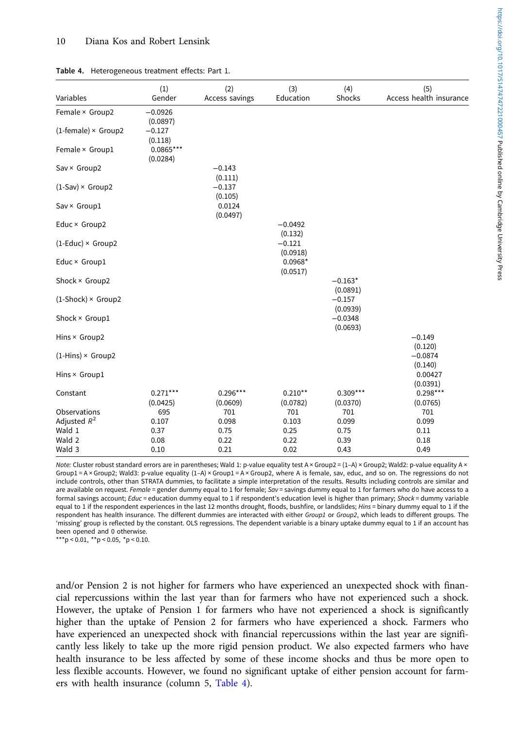**Table 4.** Heterogeneous treatment effects: Part 1.

| Variables | (1) Gender | (2) Access savings | (3) Education | (4) Shocks | (5) Access health insurance |
|---|---|---|---|---|---|
| Female × Group2 | −0.0926 | | | | |
| | (0.0897) | | | | |
| (1-female) × Group2 | −0.127 | | | | |
| | (0.118) | | | | |
| Female × Group1 | 0.0865*** | | | | |
| | (0.0284) | | | | |
| Sav × Group2 | | −0.143 | | | |
| | | (0.111) | | | |
| (1-Sav) × Group2 | | −0.137 | | | |
| | | (0.105) | | | |
| Sav × Group1 | | 0.0124 | | | |
| | | (0.0497) | | | |
| Educ × Group2 | | | −0.0492 | | |
| | | | (0.132) | | |
| (1-Educ) × Group2 | | | −0.121 | | |
| | | | (0.0918) | | |
| Educ × Group1 | | | 0.0968* | | |
| | | | (0.0517) | | |
| Shock × Group2 | | | | −0.163* | |
| | | | | (0.0891) | |
| (1-Shock) × Group2 | | | | −0.157 | |
| | | | | (0.0939) | |
| Shock × Group1 | | | | −0.0348 | |
| | | | | (0.0693) | |
| Hins × Group2 | | | | | −0.149 |
| | | | | | (0.120) |
| (1-Hins) × Group2 | | | | | −0.0874 |
| | | | | | (0.140) |
| Hins × Group1 | | | | | 0.00427 |
| | | | | | (0.0391) |
| Constant | 0.271*** | 0.296*** | 0.210** | 0.309*** | 0.298*** |
| | (0.0425) | (0.0609) | (0.0782) | (0.0370) | (0.0765) |
| Observations | 695 | 701 | 701 | 701 | 701 |
| Adjusted $R^2$ | 0.107 | 0.098 | 0.103 | 0.099 | 0.099 |
| Wald 1 | 0.37 | 0.75 | 0.25 | 0.75 | 0.11 |
| Wald 2 | 0.08 | 0.22 | 0.22 | 0.39 | 0.18 |
| Wald 3 | 0.10 | 0.21 | 0.02 | 0.43 | 0.49 |

*Note:* Cluster robust standard errors are in parentheses; Wald 1: p-value equality test A × Group2 = (1–A) × Group2; Wald2: p-value equality A × Group1 = A × Group2; Wald3: p-value equality (1–A) × Group1 = A × Group2, where A is female, sav, educ, and so on. The regressions do not include controls, other than STRATA dummies, to facilitate a simple interpretation of the results. Results including controls are similar and are available on request. *Female* = gender dummy equal to 1 for female; *Sav* = savings dummy equal to 1 for farmers who do have access to a formal savings account; *Educ* = education dummy equal to 1 if respondent's education level is higher than primary; *Shock* = dummy variable equal to 1 if the respondent experiences in the last 12 months drought, floods, bushfire, or landslides; *Hins* = binary dummy equal to 1 if the respondent has health insurance. The different dummies are interacted with either *Group1* or *Group2*, which leads to different groups. The 'missing' group is reflected by the constant. OLS regressions. The dependent variable is a binary uptake dummy equal to 1 if an account has been opened and 0 otherwise.
***p < 0.01, **p < 0.05, *p < 0.10.

and/or Pension 2 is not higher for farmers who have experienced an unexpected shock with financial repercussions within the last year than for farmers who have not experienced such a shock. However, the uptake of Pension 1 for farmers who have not experienced a shock is significantly higher than the uptake of Pension 2 for farmers who have experienced a shock. Farmers who have experienced an unexpected shock with financial repercussions within the last year are significantly less likely to take up the more rigid pension product. We also expected farmers who have health insurance to be less affected by some of these income shocks and thus be more open to less flexible accounts. However, we found no significant uptake of either pension account for farmers with health insurance (column 5, Table 4).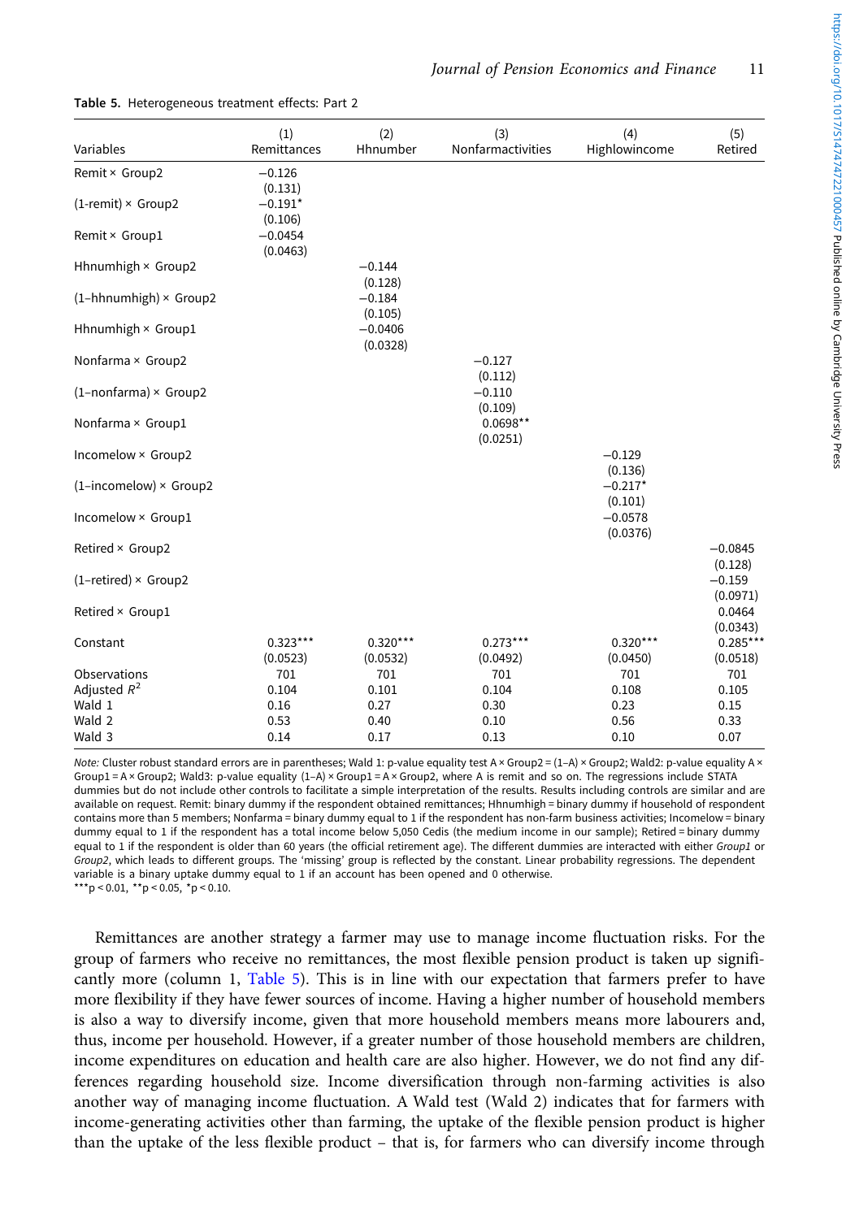**Table 5.** Heterogeneous treatment effects: Part 2

| Variables | (1) Remittances | (2) Hhnumber | (3) Nonfarmactivities | (4) Highlowincome | (5) Retired |
|---|---|---|---|---|---|
| Remit × Group2 | −0.126 | | | | |
| | (0.131) | | | | |
| (1-remit) × Group2 | −0.191* | | | | |
| | (0.106) | | | | |
| Remit × Group1 | −0.0454 | | | | |
| | (0.0463) | | | | |
| Hhnumhigh × Group2 | | −0.144 | | | |
| | | (0.128) | | | |
| (1–hhnumhigh) × Group2 | | −0.184 | | | |
| | | (0.105) | | | |
| Hhnumhigh × Group1 | | −0.0406 | | | |
| | | (0.0328) | | | |
| Nonfarma × Group2 | | | −0.127 | | |
| | | | (0.112) | | |
| (1–nonfarma) × Group2 | | | −0.110 | | |
| | | | (0.109) | | |
| Nonfarma × Group1 | | | 0.0698** | | |
| | | | (0.0251) | | |
| Incomelow × Group2 | | | | −0.129 | |
| | | | | (0.136) | |
| (1–incomelow) × Group2 | | | | −0.217* | |
| | | | | (0.101) | |
| Incomelow × Group1 | | | | −0.0578 | |
| | | | | (0.0376) | |
| Retired × Group2 | | | | | −0.0845 |
| | | | | | (0.128) |
| (1–retired) × Group2 | | | | | −0.159 |
| | | | | | (0.0971) |
| Retired × Group1 | | | | | 0.0464 |
| | | | | | (0.0343) |
| Constant | 0.323*** | 0.320*** | 0.273*** | 0.320*** | 0.285*** |
| | (0.0523) | (0.0532) | (0.0492) | (0.0450) | (0.0518) |
| Observations | 701 | 701 | 701 | 701 | 701 |
| Adjusted $R^2$ | 0.104 | 0.101 | 0.104 | 0.108 | 0.105 |
| Wald 1 | 0.16 | 0.27 | 0.30 | 0.23 | 0.15 |
| Wald 2 | 0.53 | 0.40 | 0.10 | 0.56 | 0.33 |
| Wald 3 | 0.14 | 0.17 | 0.13 | 0.10 | 0.07 |

*Note:* Cluster robust standard errors are in parentheses; Wald 1: p-value equality test A × Group2 = (1–A) × Group2; Wald2: p-value equality A × Group1 = A × Group2; Wald3: p-value equality (1–A) × Group1 = A × Group2, where A is remit and so on. The regressions include STATA dummies but do not include other controls to facilitate a simple interpretation of the results. Results including controls are similar and are available on request. Remit: binary dummy if the respondent obtained remittances; Hhnumhigh = binary dummy if household of respondent contains more than 5 members; Nonfarma = binary dummy equal to 1 if the respondent has non-farm business activities; Incomelow = binary dummy equal to 1 if the respondent has a total income below 5,050 Cedis (the medium income in our sample); Retired = binary dummy equal to 1 if the respondent is older than 60 years (the official retirement age). The different dummies are interacted with either *Group1* or *Group2*, which leads to different groups. The 'missing' group is reflected by the constant. Linear probability regressions. The dependent variable is a binary uptake dummy equal to 1 if an account has been opened and 0 otherwise.
***p < 0.01, **p < 0.05, *p < 0.10.

Remittances are another strategy a farmer may use to manage income fluctuation risks. For the group of farmers who receive no remittances, the most flexible pension product is taken up significantly more (column 1, Table 5). This is in line with our expectation that farmers prefer to have more flexibility if they have fewer sources of income. Having a higher number of household members is also a way to diversify income, given that more household members means more labourers and, thus, income per household. However, if a greater number of those household members are children, income expenditures on education and health care are also higher. However, we do not find any differences regarding household size. Income diversification through non-farming activities is also another way of managing income fluctuation. A Wald test (Wald 2) indicates that for farmers with income-generating activities other than farming, the uptake of the flexible pension product is higher than the uptake of the less flexible product – that is, for farmers who can diversify income through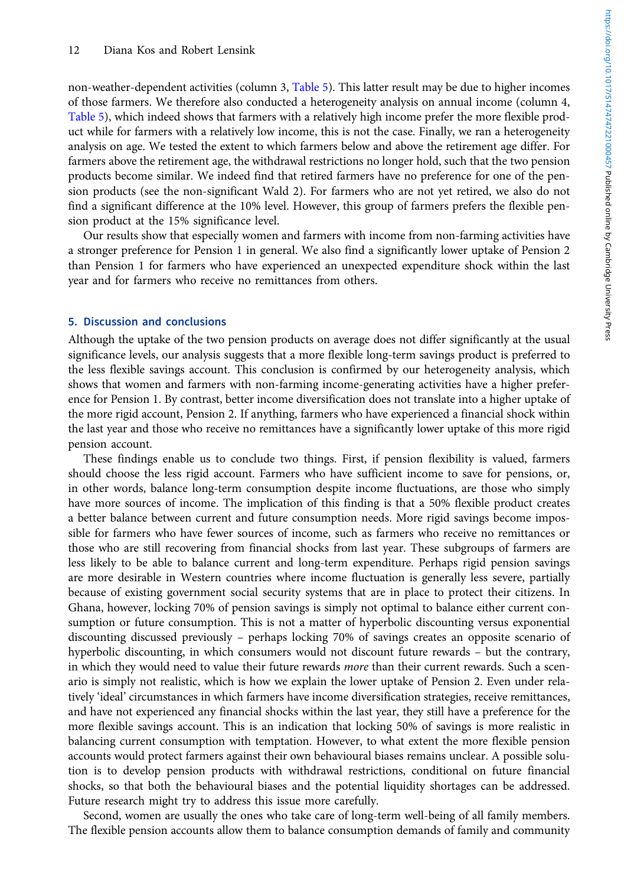non-weather-dependent activities (column 3, Table 5). This latter result may be due to higher incomes of those farmers. We therefore also conducted a heterogeneity analysis on annual income (column 4, Table 5), which indeed shows that farmers with a relatively high income prefer the more flexible product while for farmers with a relatively low income, this is not the case. Finally, we ran a heterogeneity analysis on age. We tested the extent to which farmers below and above the retirement age differ. For farmers above the retirement age, the withdrawal restrictions no longer hold, such that the two pension products become similar. We indeed find that retired farmers have no preference for one of the pension products (see the non-significant Wald 2). For farmers who are not yet retired, we also do not find a significant difference at the 10% level. However, this group of farmers prefers the flexible pension product at the 15% significance level.

Our results show that especially women and farmers with income from non-farming activities have a stronger preference for Pension 1 in general. We also find a significantly lower uptake of Pension 2 than Pension 1 for farmers who have experienced an unexpected expenditure shock within the last year and for farmers who receive no remittances from others.

## 5. Discussion and conclusions

Although the uptake of the two pension products on average does not differ significantly at the usual significance levels, our analysis suggests that a more flexible long-term savings product is preferred to the less flexible savings account. This conclusion is confirmed by our heterogeneity analysis, which shows that women and farmers with non-farming income-generating activities have a higher preference for Pension 1. By contrast, better income diversification does not translate into a higher uptake of the more rigid account, Pension 2. If anything, farmers who have experienced a financial shock within the last year and those who receive no remittances have a significantly lower uptake of this more rigid pension account.

These findings enable us to conclude two things. First, if pension flexibility is valued, farmers should choose the less rigid account. Farmers who have sufficient income to save for pensions, or, in other words, balance long-term consumption despite income fluctuations, are those who simply have more sources of income. The implication of this finding is that a 50% flexible product creates a better balance between current and future consumption needs. More rigid savings become impossible for farmers who have fewer sources of income, such as farmers who receive no remittances or those who are still recovering from financial shocks from last year. These subgroups of farmers are less likely to be able to balance current and long-term expenditure. Perhaps rigid pension savings are more desirable in Western countries where income fluctuation is generally less severe, partially because of existing government social security systems that are in place to protect their citizens. In Ghana, however, locking 70% of pension savings is simply not optimal to balance either current consumption or future consumption. This is not a matter of hyperbolic discounting versus exponential discounting discussed previously – perhaps locking 70% of savings creates an opposite scenario of hyperbolic discounting, in which consumers would not discount future rewards – but the contrary, in which they would need to value their future rewards *more* than their current rewards. Such a scenario is simply not realistic, which is how we explain the lower uptake of Pension 2. Even under relatively 'ideal' circumstances in which farmers have income diversification strategies, receive remittances, and have not experienced any financial shocks within the last year, they still have a preference for the more flexible savings account. This is an indication that locking 50% of savings is more realistic in balancing current consumption with temptation. However, to what extent the more flexible pension accounts would protect farmers against their own behavioural biases remains unclear. A possible solution is to develop pension products with withdrawal restrictions, conditional on future financial shocks, so that both the behavioural biases and the potential liquidity shortages can be addressed. Future research might try to address this issue more carefully.

Second, women are usually the ones who take care of long-term well-being of all family members. The flexible pension accounts allow them to balance consumption demands of family and community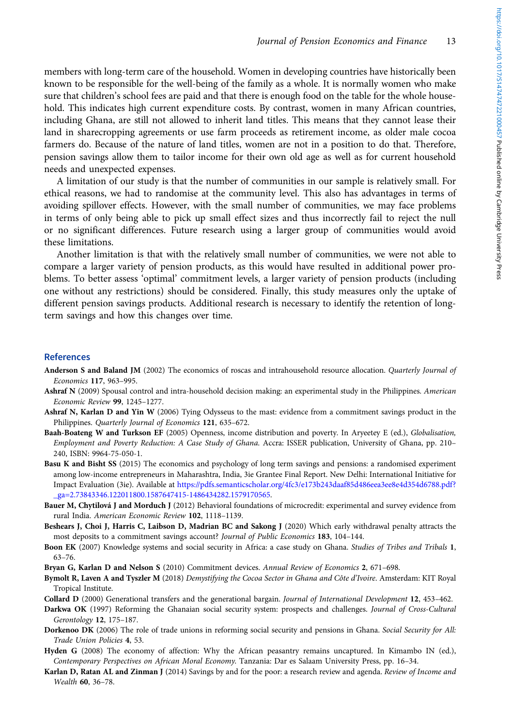members with long-term care of the household. Women in developing countries have historically been known to be responsible for the well-being of the family as a whole. It is normally women who make sure that children's school fees are paid and that there is enough food on the table for the whole household. This indicates high current expenditure costs. By contrast, women in many African countries, including Ghana, are still not allowed to inherit land titles. This means that they cannot lease their land in sharecropping agreements or use farm proceeds as retirement income, as older male cocoa farmers do. Because of the nature of land titles, women are not in a position to do that. Therefore, pension savings allow them to tailor income for their own old age as well as for current household needs and unexpected expenses.

A limitation of our study is that the number of communities in our sample is relatively small. For ethical reasons, we had to randomise at the community level. This also has advantages in terms of avoiding spillover effects. However, with the small number of communities, we may face problems in terms of only being able to pick up small effect sizes and thus incorrectly fail to reject the null or no significant differences. Future research using a larger group of communities would avoid these limitations.

Another limitation is that with the relatively small number of communities, we were not able to compare a larger variety of pension products, as this would have resulted in additional power problems. To better assess 'optimal' commitment levels, a larger variety of pension products (including one without any restrictions) should be considered. Finally, this study measures only the uptake of different pension savings products. Additional research is necessary to identify the retention of long-term savings and how this changes over time.

## References

**Anderson S and Baland JM** (2002) The economics of roscas and intrahousehold resource allocation. *Quarterly Journal of Economics* **117**, 963–995.

**Ashraf N** (2009) Spousal control and intra-household decision making: an experimental study in the Philippines. *American Economic Review* **99**, 1245–1277.

**Ashraf N, Karlan D and Yin W** (2006) Tying Odysseus to the mast: evidence from a commitment savings product in the Philippines. *Quarterly Journal of Economics* **121**, 635–672.

**Baah-Boateng W and Turkson EF** (2005) Openness, income distribution and poverty. In Aryeetey E (ed.), *Globalisation, Employment and Poverty Reduction: A Case Study of Ghana*. Accra: ISSER publication, University of Ghana, pp. 210–240, ISBN: 9964-75-050-1.

**Basu K and Bisht SS** (2015) The economics and psychology of long term savings and pensions: a randomised experiment among low-income entrepreneurs in Maharashtra, India, 3ie Grantee Final Report. New Delhi: International Initiative for Impact Evaluation (3ie). Available at https://pdfs.semanticscholar.org/4fc3/e173b243daaf85d486eea3ee8e4d354d6788.pdf?_ga=2.73843346.122011800.1587647415-1486434282.1579170565.

**Bauer M, Chytilová J and Morduch J** (2012) Behavioral foundations of microcredit: experimental and survey evidence from rural India. *American Economic Review* **102**, 1118–1139.

**Beshears J, Choi J, Harris C, Laibson D, Madrian BC and Sakong J** (2020) Which early withdrawal penalty attracts the most deposits to a commitment savings account? *Journal of Public Economics* **183**, 104–144.

**Boon EK** (2007) Knowledge systems and social security in Africa: a case study on Ghana. *Studies of Tribes and Tribals* **1**, 63–76.

**Bryan G, Karlan D and Nelson S** (2010) Commitment devices. *Annual Review of Economics* **2**, 671–698.

**Bymolt R, Laven A and Tyszler M** (2018) *Demystifying the Cocoa Sector in Ghana and Côte d'Ivoire*. Amsterdam: KIT Royal Tropical Institute.

**Collard D** (2000) Generational transfers and the generational bargain. *Journal of International Development* **12**, 453–462.

**Darkwa OK** (1997) Reforming the Ghanaian social security system: prospects and challenges. *Journal of Cross-Cultural Gerontology* **12**, 175–187.

**Dorkenoo DK** (2006) The role of trade unions in reforming social security and pensions in Ghana. *Social Security for All: Trade Union Policies* **4**, 53.

**Hyden G** (2008) The economy of affection: Why the African peasantry remains uncaptured. In Kimambo IN (ed.), *Contemporary Perspectives on African Moral Economy*. Tanzania: Dar es Salaam University Press, pp. 16–34.

**Karlan D, Ratan AL and Zinman J** (2014) Savings by and for the poor: a research review and agenda. *Review of Income and Wealth* **60**, 36–78.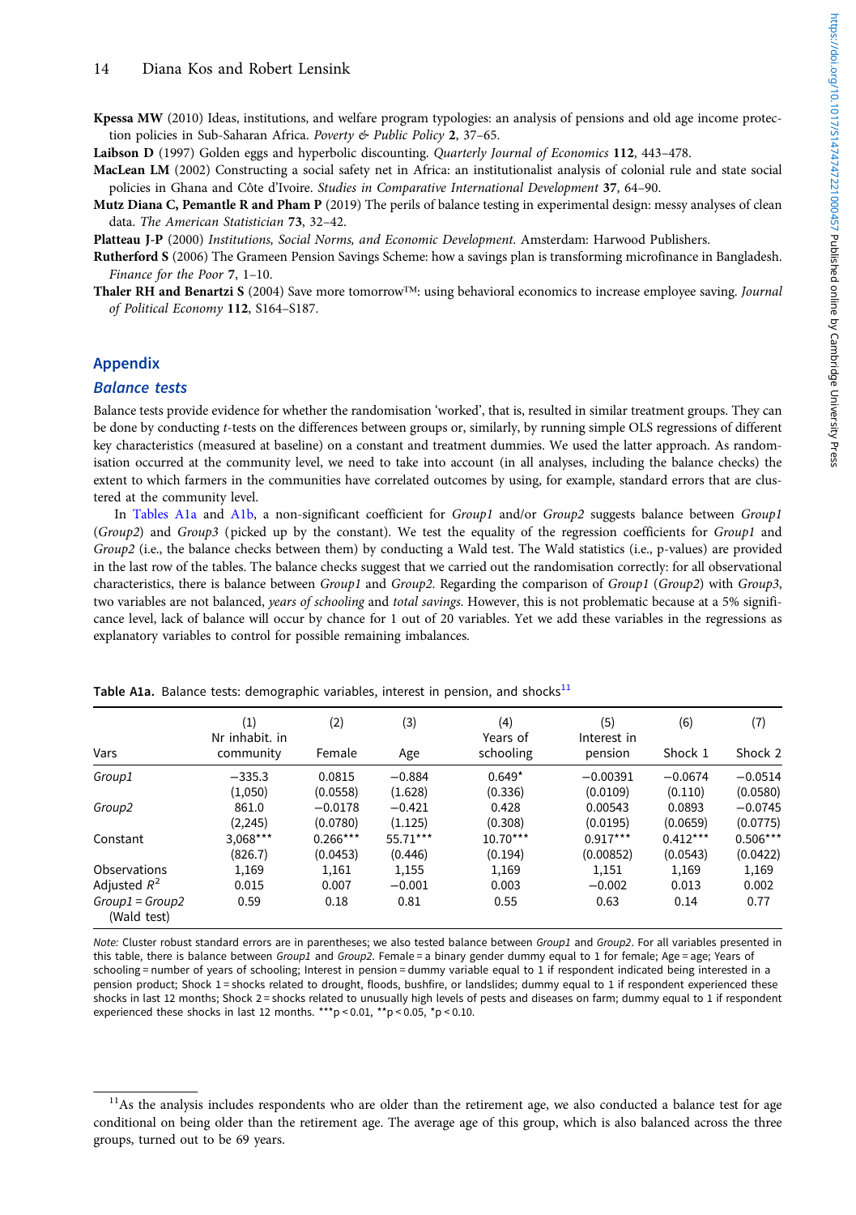**Kpessa MW** (2010) Ideas, institutions, and welfare program typologies: an analysis of pensions and old age income protection policies in Sub-Saharan Africa. *Poverty & Public Policy* **2**, 37–65.

**Laibson D** (1997) Golden eggs and hyperbolic discounting. *Quarterly Journal of Economics* **112**, 443–478.

**MacLean LM** (2002) Constructing a social safety net in Africa: an institutionalist analysis of colonial rule and state social policies in Ghana and Côte d'Ivoire. *Studies in Comparative International Development* **37**, 64–90.

**Mutz Diana C, Pemantle R and Pham P** (2019) The perils of balance testing in experimental design: messy analyses of clean data. *The American Statistician* **73**, 32–42.

**Platteau J-P** (2000) *Institutions, Social Norms, and Economic Development*. Amsterdam: Harwood Publishers.

**Rutherford S** (2006) The Grameen Pension Savings Scheme: how a savings plan is transforming microfinance in Bangladesh. *Finance for the Poor* **7**, 1–10.

**Thaler RH and Benartzi S** (2004) Save more tomorrow™: using behavioral economics to increase employee saving. *Journal of Political Economy* **112**, S164–S187.

## Appendix

### *Balance tests*

Balance tests provide evidence for whether the randomisation 'worked', that is, resulted in similar treatment groups. They can be done by conducting *t*-tests on the differences between groups or, similarly, by running simple OLS regressions of different key characteristics (measured at baseline) on a constant and treatment dummies. We used the latter approach. As randomisation occurred at the community level, we need to take into account (in all analyses, including the balance checks) the extent to which farmers in the communities have correlated outcomes by using, for example, standard errors that are clustered at the community level.

In Tables A1a and A1b, a non-significant coefficient for *Group1* and/or *Group2* suggests balance between *Group1* (*Group2*) and *Group3* (picked up by the constant). We test the equality of the regression coefficients for *Group1* and *Group2* (i.e., the balance checks between them) by conducting a Wald test. The Wald statistics (i.e., p-values) are provided in the last row of the tables. The balance checks suggest that we carried out the randomisation correctly: for all observational characteristics, there is balance between *Group1* and *Group2*. Regarding the comparison of *Group1* (*Group2*) with *Group3*, two variables are not balanced, *years of schooling* and *total savings*. However, this is not problematic because at a 5% significance level, lack of balance will occur by chance for 1 out of 20 variables. Yet we add these variables in the regressions as explanatory variables to control for possible remaining imbalances.

**Table A1a.** Balance tests: demographic variables, interest in pension, and shocks[11]

| Vars | (1) Nr inhabit. in community | (2) Female | (3) Age | (4) Years of schooling | (5) Interest in pension | (6) Shock 1 | (7) Shock 2 |
|---|---|---|---|---|---|---|---|
| *Group1* | −335.3 | 0.0815 | −0.884 | 0.649* | −0.00391 | −0.0674 | −0.0514 |
| | (1,050) | (0.0558) | (1.628) | (0.336) | (0.0109) | (0.110) | (0.0580) |
| *Group2* | 861.0 | −0.0178 | −0.421 | 0.428 | 0.00543 | 0.0893 | −0.0745 |
| | (2,245) | (0.0780) | (1.125) | (0.308) | (0.0195) | (0.0659) | (0.0775) |
| Constant | 3,068*** | 0.266*** | 55.71*** | 10.70*** | 0.917*** | 0.412*** | 0.506*** |
| | (826.7) | (0.0453) | (0.446) | (0.194) | (0.00852) | (0.0543) | (0.0422) |
| Observations | 1,169 | 1,161 | 1,155 | 1,169 | 1,151 | 1,169 | 1,169 |
| Adjusted $R^2$ | 0.015 | 0.007 | −0.001 | 0.003 | −0.002 | 0.013 | 0.002 |
| *Group1* = *Group2* (Wald test) | 0.59 | 0.18 | 0.81 | 0.55 | 0.63 | 0.14 | 0.77 |

*Note:* Cluster robust standard errors are in parentheses; we also tested balance between *Group1* and *Group2*. For all variables presented in this table, there is balance between *Group1* and *Group2*. Female = a binary gender dummy equal to 1 for female; Age = age; Years of schooling = number of years of schooling; Interest in pension = dummy variable equal to 1 if respondent indicated being interested in a pension product; Shock 1 = shocks related to drought, floods, bushfire, or landslides; dummy equal to 1 if respondent experienced these shocks in last 12 months; Shock 2 = shocks related to unusually high levels of pests and diseases on farm; dummy equal to 1 if respondent experienced these shocks in last 12 months. ***p < 0.01, **p < 0.05, *p < 0.10.

[11] As the analysis includes respondents who are older than the retirement age, we also conducted a balance test for age conditional on being older than the retirement age. The average age of this group, which is also balanced across the three groups, turned out to be 69 years.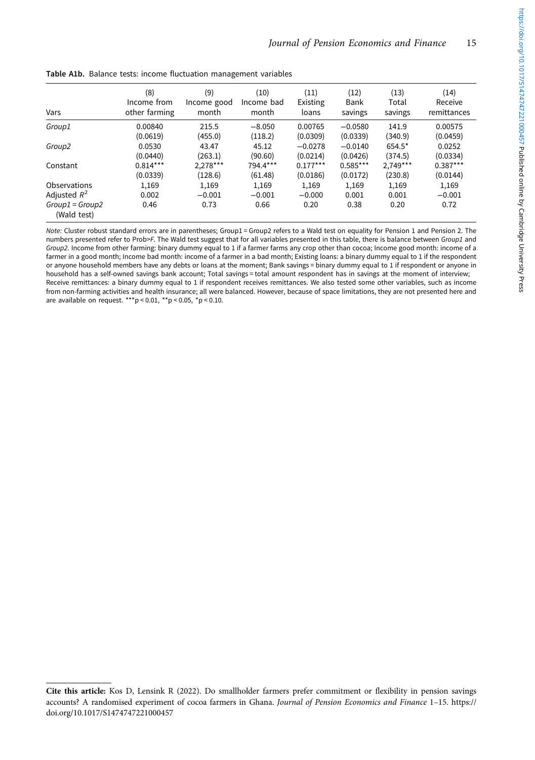**Table A1b.** Balance tests: income fluctuation management variables

| Vars | (8) Income from other farming | (9) Income good month | (10) Income bad month | (11) Existing loans | (12) Bank savings | (13) Total savings | (14) Receive remittances |
|---|---|---|---|---|---|---|---|
| *Group1* | 0.00840 | 215.5 | −8.050 | 0.00765 | −0.0580 | 141.9 | 0.00575 |
| | (0.0619) | (455.0) | (118.2) | (0.0309) | (0.0339) | (340.9) | (0.0459) |
| *Group2* | 0.0530 | 43.47 | 45.12 | −0.0278 | −0.0140 | 654.5* | 0.0252 |
| | (0.0440) | (263.1) | (90.60) | (0.0214) | (0.0426) | (374.5) | (0.0334) |
| Constant | 0.814*** | 2,278*** | 794.4*** | 0.177*** | 0.585*** | 2,749*** | 0.387*** |
| | (0.0339) | (128.6) | (61.48) | (0.0186) | (0.0172) | (230.8) | (0.0144) |
| Observations | 1,169 | 1,169 | 1,169 | 1,169 | 1,169 | 1,169 | 1,169 |
| Adjusted $R^2$ | 0.002 | −0.001 | −0.001 | −0.000 | 0.001 | 0.001 | −0.001 |
| *Group1* = *Group2* (Wald test) | 0.46 | 0.73 | 0.66 | 0.20 | 0.38 | 0.20 | 0.72 |

*Note:* Cluster robust standard errors are in parentheses; Group1 = Group2 refers to a Wald test on equality for Pension 1 and Pension 2. The numbers presented refer to Prob>*F*. The Wald test suggest that for all variables presented in this table, there is balance between *Group1* and *Group2*. Income from other farming: binary dummy equal to 1 if a farmer farms any crop other than cocoa; Income good month: income of a farmer in a good month; Income bad month: income of a farmer in a bad month; Existing loans: a binary dummy equal to 1 if the respondent or anyone household members have any debts or loans at the moment; Bank savings = binary dummy equal to 1 if respondent or anyone in household has a self-owned savings bank account; Total savings = total amount respondent has in savings at the moment of interview; Receive remittances: a binary dummy equal to 1 if respondent receives remittances. We also tested some other variables, such as income from non-farming activities and health insurance; all were balanced. However, because of space limitations, they are not presented here and are available on request. ***p < 0.01, **p < 0.05, *p < 0.10.

**Cite this article:** Kos D, Lensink R (2022). Do smallholder farmers prefer commitment or flexibility in pension savings accounts? A randomised experiment of cocoa farmers in Ghana. *Journal of Pension Economics and Finance* 1–15. https://doi.org/10.1017/S1474747221000457